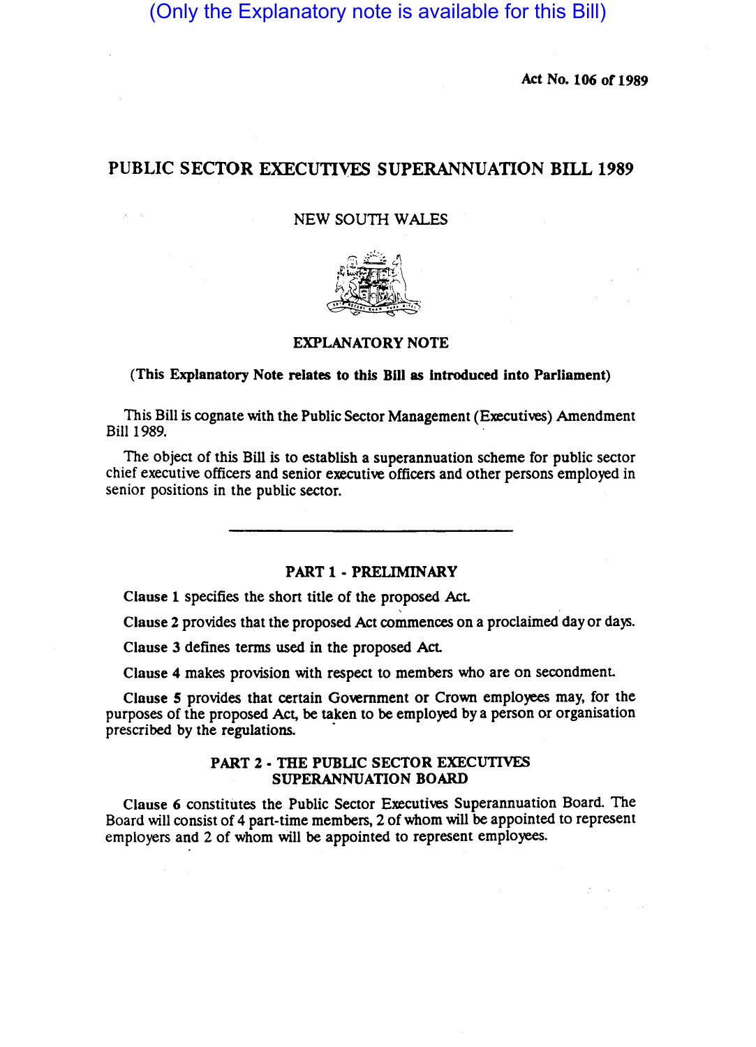(Only the Explanatory note is available for this Bill)

Act No. 106 of 1989

# PUBLIC SECTOR EXECUTIVES SUPERANNUATION BILL 1989

NEW SOUTH WALES

## EXPLANATORY NOTE

**(This Explanatory Note relates to this Bill as introduced into Parliament)**

This Bill is cognate with the Public Sector Management (Executives) Amendment Bill 1989.

The object of this Bill is to establish a superannuation scheme for public sector chief executive officers and senior executive officers and other persons employed in senior positions in the public sector.

---

## PART 1 - PRELIMINARY

**Clause 1** specifies the short title of the proposed Act.

**Clause 2** provides that the proposed Act commences on a proclaimed day or days.

**Clause 3** defines terms used in the proposed Act.

**Clause 4** makes provision with respect to members who are on secondment.

**Clause 5** provides that certain Government or Crown employees may, for the purposes of the proposed Act, be taken to be employed by a person or organisation prescribed by the regulations.

## PART 2 - THE PUBLIC SECTOR EXECUTIVES SUPERANNUATION BOARD

**Clause 6** constitutes the Public Sector Executives Superannuation Board. The Board will consist of 4 part-time members, 2 of whom will be appointed to represent employers and 2 of whom will be appointed to represent employees.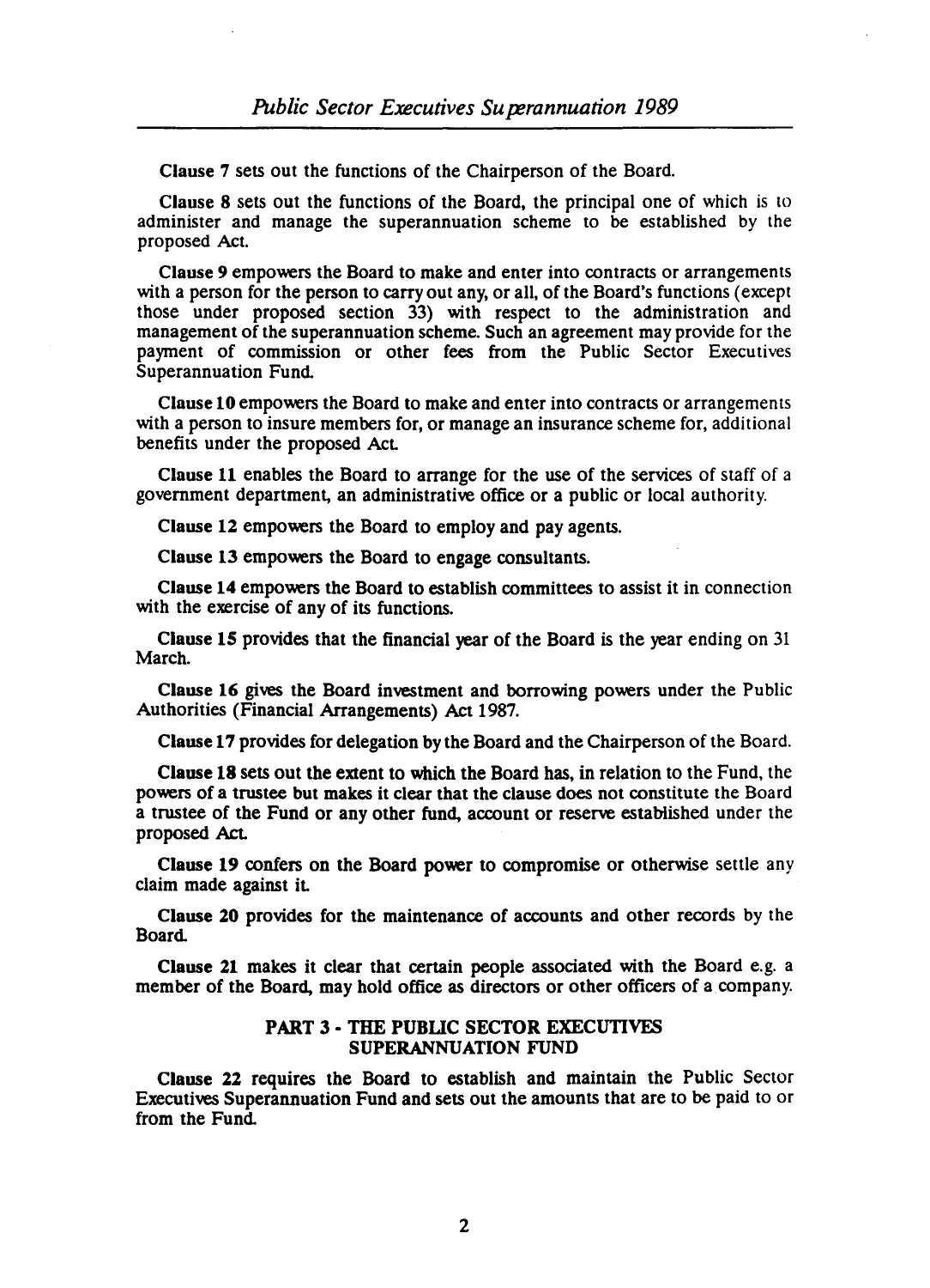**Clause 7** sets out the functions of the Chairperson of the Board.

**Clause 8** sets out the functions of the Board, the principal one of which is to administer and manage the superannuation scheme to be established by the proposed Act.

**Clause 9** empowers the Board to make and enter into contracts or arrangements with a person for the person to carry out any, or all, of the Board's functions (except those under proposed section 33) with respect to the administration and management of the superannuation scheme. Such an agreement may provide for the payment of commission or other fees from the Public Sector Executives Superannuation Fund.

**Clause 10** empowers the Board to make and enter into contracts or arrangements with a person to insure members for, or manage an insurance scheme for, additional benefits under the proposed Act.

**Clause 11** enables the Board to arrange for the use of the services of staff of a government department, an administrative office or a public or local authority.

**Clause 12** empowers the Board to employ and pay agents.

**Clause 13** empowers the Board to engage consultants.

**Clause 14** empowers the Board to establish committees to assist it in connection with the exercise of any of its functions.

**Clause 15** provides that the financial year of the Board is the year ending on 31 March.

**Clause 16** gives the Board investment and borrowing powers under the Public Authorities (Financial Arrangements) Act 1987.

**Clause 17** provides for delegation by the Board and the Chairperson of the Board.

**Clause 18** sets out the extent to which the Board has, in relation to the Fund, the powers of a trustee but makes it clear that the clause does not constitute the Board a trustee of the Fund or any other fund, account or reserve established under the proposed Act.

**Clause 19** confers on the Board power to compromise or otherwise settle any claim made against it.

**Clause 20** provides for the maintenance of accounts and other records by the Board.

**Clause 21** makes it clear that certain people associated with the Board e.g. a member of the Board, may hold office as directors or other officers of a company.

## PART 3 - THE PUBLIC SECTOR EXECUTIVES SUPERANNUATION FUND

**Clause 22** requires the Board to establish and maintain the Public Sector Executives Superannuation Fund and sets out the amounts that are to be paid to or from the Fund.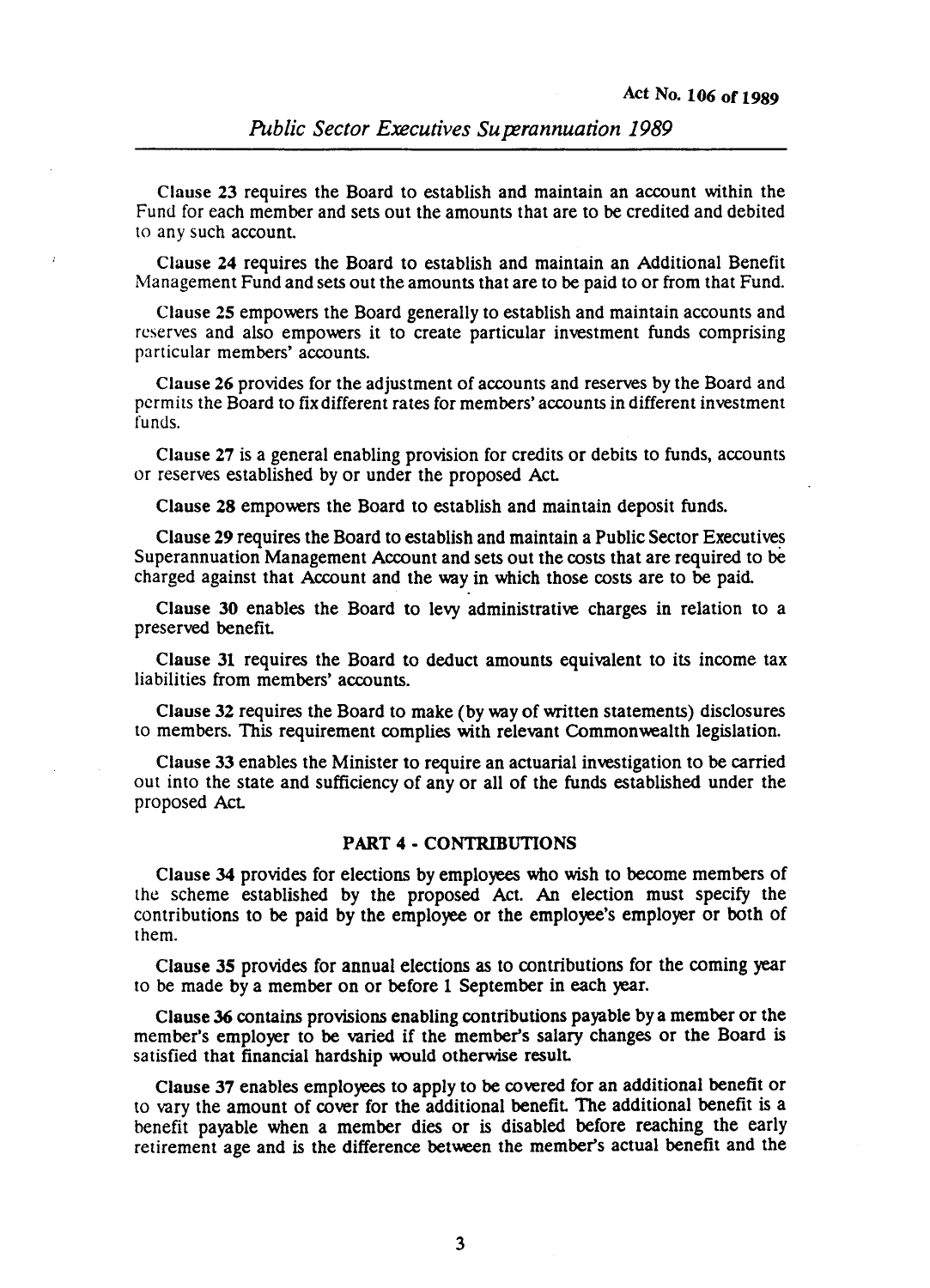Clause 23 requires the Board to establish and maintain an account within the Fund for each member and sets out the amounts that are to be credited and debited to any such account.

Clause 24 requires the Board to establish and maintain an Additional Benefit Management Fund and sets out the amounts that are to be paid to or from that Fund.

Clause 25 empowers the Board generally to establish and maintain accounts and reserves and also empowers it to create particular investment funds comprising particular members' accounts.

Clause 26 provides for the adjustment of accounts and reserves by the Board and permits the Board to fix different rates for members' accounts in different investment funds.

Clause 27 is a general enabling provision for credits or debits to funds, accounts or reserves established by or under the proposed Act.

Clause 28 empowers the Board to establish and maintain deposit funds.

Clause 29 requires the Board to establish and maintain a Public Sector Executives Superannuation Management Account and sets out the costs that are required to be charged against that Account and the way in which those costs are to be paid.

Clause 30 enables the Board to levy administrative charges in relation to a preserved benefit.

Clause 31 requires the Board to deduct amounts equivalent to its income tax liabilities from members' accounts.

Clause 32 requires the Board to make (by way of written statements) disclosures to members. This requirement complies with relevant Commonwealth legislation.

Clause 33 enables the Minister to require an actuarial investigation to be carried out into the state and sufficiency of any or all of the funds established under the proposed Act.

## PART 4 - CONTRIBUTIONS

Clause 34 provides for elections by employees who wish to become members of the scheme established by the proposed Act. An election must specify the contributions to be paid by the employee or the employee's employer or both of them.

Clause 35 provides for annual elections as to contributions for the coming year to be made by a member on or before 1 September in each year.

Clause 36 contains provisions enabling contributions payable by a member or the member's employer to be varied if the member's salary changes or the Board is satisfied that financial hardship would otherwise result.

Clause 37 enables employees to apply to be covered for an additional benefit or to vary the amount of cover for the additional benefit. The additional benefit is a benefit payable when a member dies or is disabled before reaching the early retirement age and is the difference between the member's actual benefit and the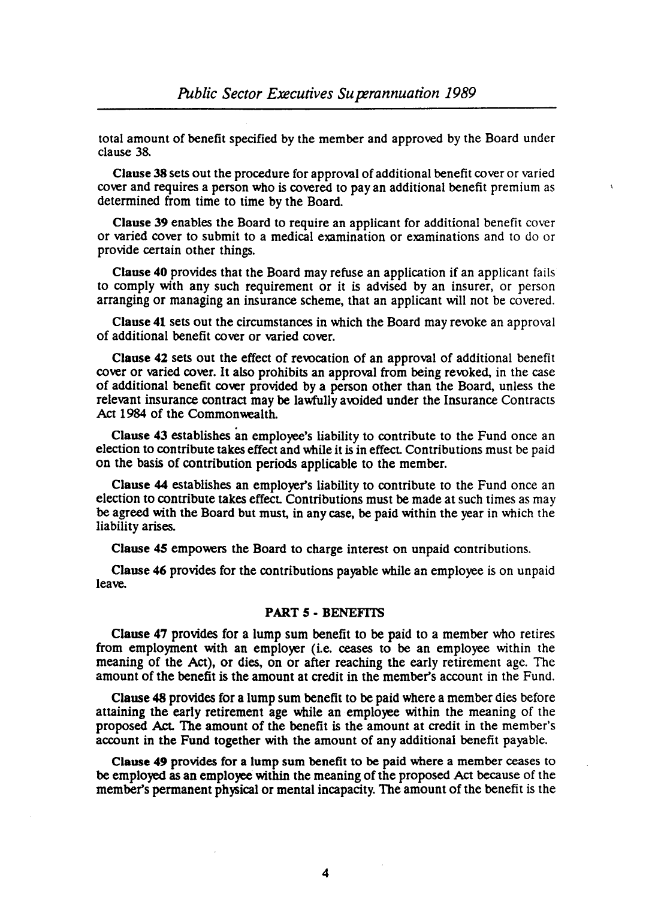total amount of benefit specified by the member and approved by the Board under clause 38.

**Clause 38** sets out the procedure for approval of additional benefit cover or varied cover and requires a person who is covered to pay an additional benefit premium as determined from time to time by the Board.

**Clause 39** enables the Board to require an applicant for additional benefit cover or varied cover to submit to a medical examination or examinations and to do or provide certain other things.

**Clause 40** provides that the Board may refuse an application if an applicant fails to comply with any such requirement or it is advised by an insurer, or person arranging or managing an insurance scheme, that an applicant will not be covered.

**Clause 41** sets out the circumstances in which the Board may revoke an approval of additional benefit cover or varied cover.

**Clause 42** sets out the effect of revocation of an approval of additional benefit cover or varied cover. It also prohibits an approval from being revoked, in the case of additional benefit cover provided by a person other than the Board, unless the relevant insurance contract may be lawfully avoided under the Insurance Contracts Act 1984 of the Commonwealth.

**Clause 43** establishes an employee's liability to contribute to the Fund once an election to contribute takes effect and while it is in effect. Contributions must be paid on the basis of contribution periods applicable to the member.

**Clause 44** establishes an employer's liability to contribute to the Fund once an election to contribute takes effect. Contributions must be made at such times as may be agreed with the Board but must, in any case, be paid within the year in which the liability arises.

**Clause 45** empowers the Board to charge interest on unpaid contributions.

**Clause 46** provides for the contributions payable while an employee is on unpaid leave.

## PART 5 - BENEFITS

**Clause 47** provides for a lump sum benefit to be paid to a member who retires from employment with an employer (i.e. ceases to be an employee within the meaning of the Act), or dies, on or after reaching the early retirement age. The amount of the benefit is the amount at credit in the member's account in the Fund.

**Clause 48** provides for a lump sum benefit to be paid where a member dies before attaining the early retirement age while an employee within the meaning of the proposed Act. The amount of the benefit is the amount at credit in the member's account in the Fund together with the amount of any additional benefit payable.

**Clause 49** provides for a lump sum benefit to be paid where a member ceases to be employed as an employee within the meaning of the proposed Act because of the member's permanent physical or mental incapacity. The amount of the benefit is the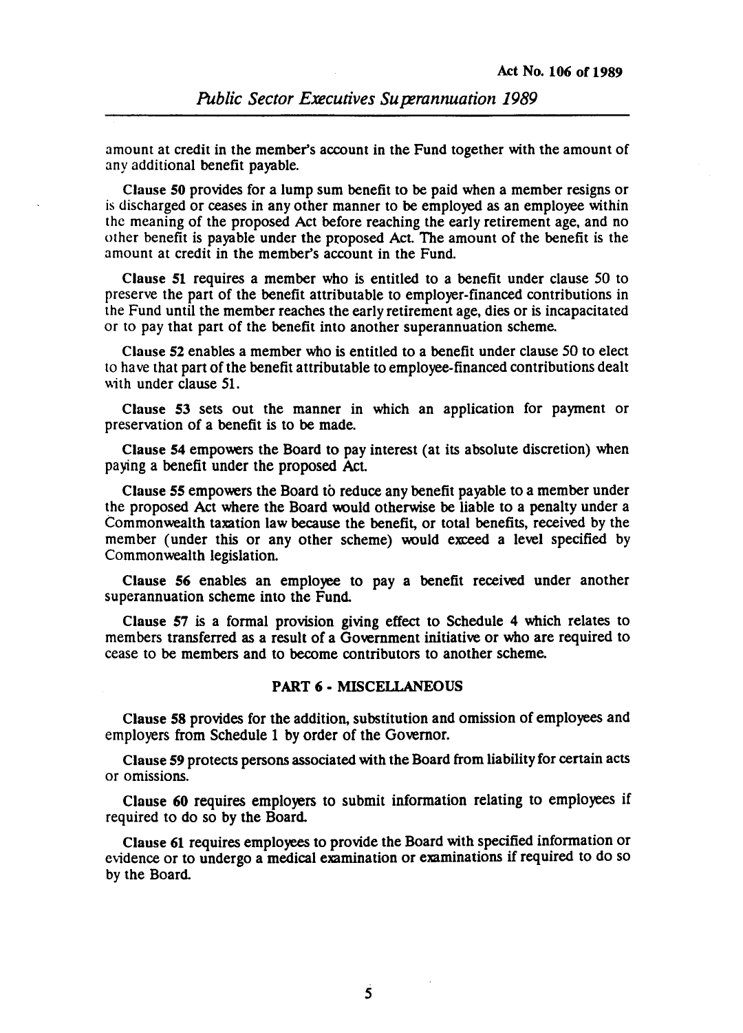amount at credit in the member's account in the Fund together with the amount of any additional benefit payable.

**Clause 50** provides for a lump sum benefit to be paid when a member resigns or is discharged or ceases in any other manner to be employed as an employee within the meaning of the proposed Act before reaching the early retirement age, and no other benefit is payable under the proposed Act. The amount of the benefit is the amount at credit in the member's account in the Fund.

**Clause 51** requires a member who is entitled to a benefit under clause 50 to preserve the part of the benefit attributable to employer-financed contributions in the Fund until the member reaches the early retirement age, dies or is incapacitated or to pay that part of the benefit into another superannuation scheme.

**Clause 52** enables a member who is entitled to a benefit under clause 50 to elect to have that part of the benefit attributable to employee-financed contributions dealt with under clause 51.

**Clause 53** sets out the manner in which an application for payment or preservation of a benefit is to be made.

**Clause 54** empowers the Board to pay interest (at its absolute discretion) when paying a benefit under the proposed Act.

**Clause 55** empowers the Board to reduce any benefit payable to a member under the proposed Act where the Board would otherwise be liable to a penalty under a Commonwealth taxation law because the benefit, or total benefits, received by the member (under this or any other scheme) would exceed a level specified by Commonwealth legislation.

**Clause 56** enables an employee to pay a benefit received under another superannuation scheme into the Fund.

**Clause 57** is a formal provision giving effect to Schedule 4 which relates to members transferred as a result of a Government initiative or who are required to cease to be members and to become contributors to another scheme.

## PART 6 - MISCELLANEOUS

**Clause 58** provides for the addition, substitution and omission of employees and employers from Schedule 1 by order of the Governor.

**Clause 59** protects persons associated with the Board from liability for certain acts or omissions.

**Clause 60** requires employers to submit information relating to employees if required to do so by the Board.

**Clause 61** requires employees to provide the Board with specified information or evidence or to undergo a medical examination or examinations if required to do so by the Board.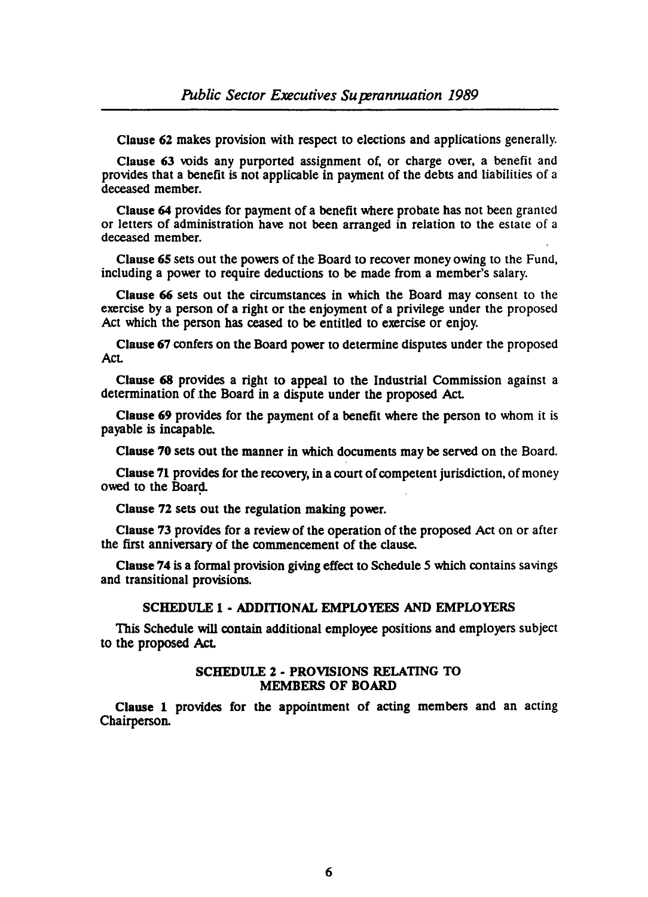**Clause 62** makes provision with respect to elections and applications generally.

**Clause 63** voids any purported assignment of, or charge over, a benefit and provides that a benefit is not applicable in payment of the debts and liabilities of a deceased member.

**Clause 64** provides for payment of a benefit where probate has not been granted or letters of administration have not been arranged in relation to the estate of a deceased member.

**Clause 65** sets out the powers of the Board to recover money owing to the Fund, including a power to require deductions to be made from a member's salary.

**Clause 66** sets out the circumstances in which the Board may consent to the exercise by a person of a right or the enjoyment of a privilege under the proposed Act which the person has ceased to be entitled to exercise or enjoy.

**Clause 67** confers on the Board power to determine disputes under the proposed Act.

**Clause 68** provides a right to appeal to the Industrial Commission against a determination of the Board in a dispute under the proposed Act.

**Clause 69** provides for the payment of a benefit where the person to whom it is payable is incapable.

**Clause 70** sets out the manner in which documents may be served on the Board.

**Clause 71** provides for the recovery, in a court of competent jurisdiction, of money owed to the Board.

**Clause 72** sets out the regulation making power.

**Clause 73** provides for a review of the operation of the proposed Act on or after the first anniversary of the commencement of the clause.

**Clause 74** is a formal provision giving effect to Schedule 5 which contains savings and transitional provisions.

### SCHEDULE 1 - ADDITIONAL EMPLOYEES AND EMPLOYERS

This Schedule will contain additional employee positions and employers subject to the proposed Act.

### SCHEDULE 2 - PROVISIONS RELATING TO MEMBERS OF BOARD

**Clause 1** provides for the appointment of acting members and an acting Chairperson.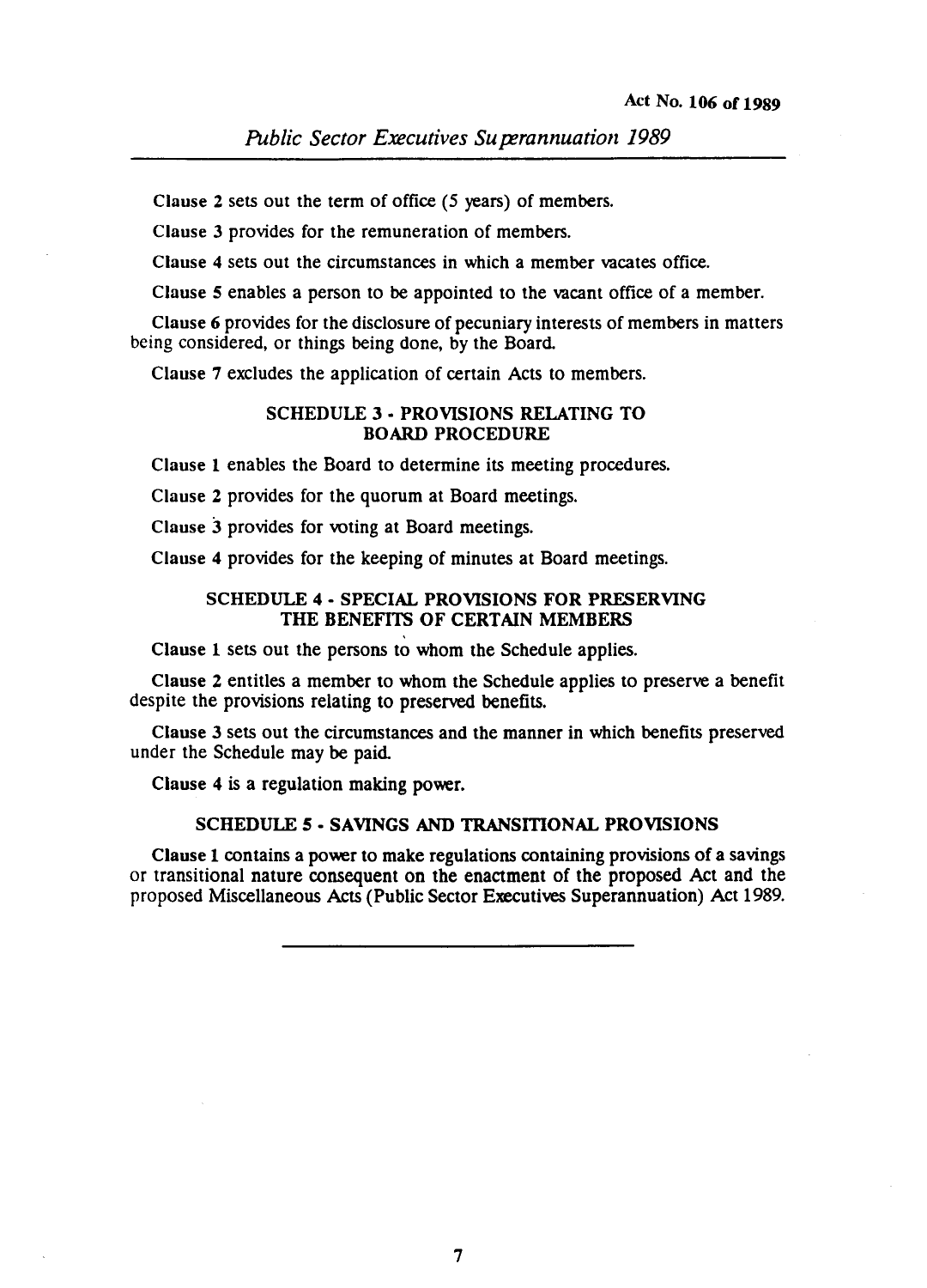Clause 2 sets out the term of office (5 years) of members.

Clause 3 provides for the remuneration of members.

Clause 4 sets out the circumstances in which a member vacates office.

Clause 5 enables a person to be appointed to the vacant office of a member.

Clause 6 provides for the disclosure of pecuniary interests of members in matters being considered, or things being done, by the Board.

Clause 7 excludes the application of certain Acts to members.

## SCHEDULE 3 - PROVISIONS RELATING TO BOARD PROCEDURE

Clause 1 enables the Board to determine its meeting procedures.

Clause 2 provides for the quorum at Board meetings.

Clause 3 provides for voting at Board meetings.

Clause 4 provides for the keeping of minutes at Board meetings.

## SCHEDULE 4 - SPECIAL PROVISIONS FOR PRESERVING THE BENEFITS OF CERTAIN MEMBERS

Clause 1 sets out the persons to whom the Schedule applies.

Clause 2 entitles a member to whom the Schedule applies to preserve a benefit despite the provisions relating to preserved benefits.

Clause 3 sets out the circumstances and the manner in which benefits preserved under the Schedule may be paid.

Clause 4 is a regulation making power.

## SCHEDULE 5 - SAVINGS AND TRANSITIONAL PROVISIONS

Clause 1 contains a power to make regulations containing provisions of a savings or transitional nature consequent on the enactment of the proposed Act and the proposed Miscellaneous Acts (Public Sector Executives Superannuation) Act 1989.